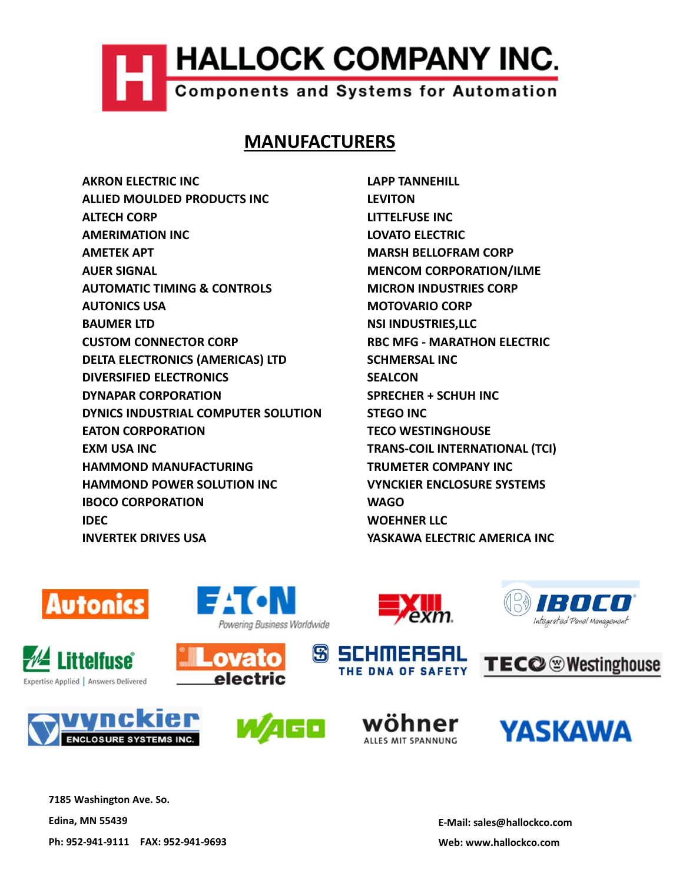# HALLOCK COMPANY INC.

Components and Systems for Automation

## MANUFACTURERS

AKRON ELECTRIC INC
ALLIED MOULDED PRODUCTS INC
ALTECH CORP
AMERIMATION INC
AMETEK APT
AUER SIGNAL
AUTOMATIC TIMING & CONTROLS
AUTONICS USA
BAUMER LTD
CUSTOM CONNECTOR CORP
DELTA ELECTRONICS (AMERICAS) LTD
DIVERSIFIED ELECTRONICS
DYNAPAR CORPORATION
DYNICS INDUSTRIAL COMPUTER SOLUTION
EATON CORPORATION
EXM USA INC
HAMMOND MANUFACTURING
HAMMOND POWER SOLUTION INC
IBOCO CORPORATION
IDEC
INVERTEK DRIVES USA
LAPP TANNEHILL
LEVITON
LITTELFUSE INC
LOVATO ELECTRIC
MARSH BELLOFRAM CORP
MENCOM CORPORATION/ILME
MICRON INDUSTRIES CORP
MOTOVARIO CORP
NSI INDUSTRIES,LLC
RBC MFG - MARATHON ELECTRIC
SCHMERSAL INC
SEALCON
SPRECHER + SCHUH INC
STEGO INC
TECO WESTINGHOUSE
TRANS-COIL INTERNATIONAL (TCI)
TRUMETER COMPANY INC
VYNCKIER ENCLOSURE SYSTEMS
WAGO
WOEHNER LLC
YASKAWA ELECTRIC AMERICA INC

Autonics

EATON Powering Business Worldwide

exm

IBOCO Integrated Panel Management

Littelfuse Expertise Applied | Answers Delivered

Lovato electric

SCHMERSAL THE DNA OF SAFETY

TECO Westinghouse

vynckier ENCLOSURE SYSTEMS INC.

WAGO

wöhner ALLES MIT SPANNUNG

YASKAWA

7185 Washington Ave. So.
Edina, MN 55439
Ph: 952-941-9111 FAX: 952-941-9693

E-Mail: sales@hallockco.com
Web: www.hallockco.com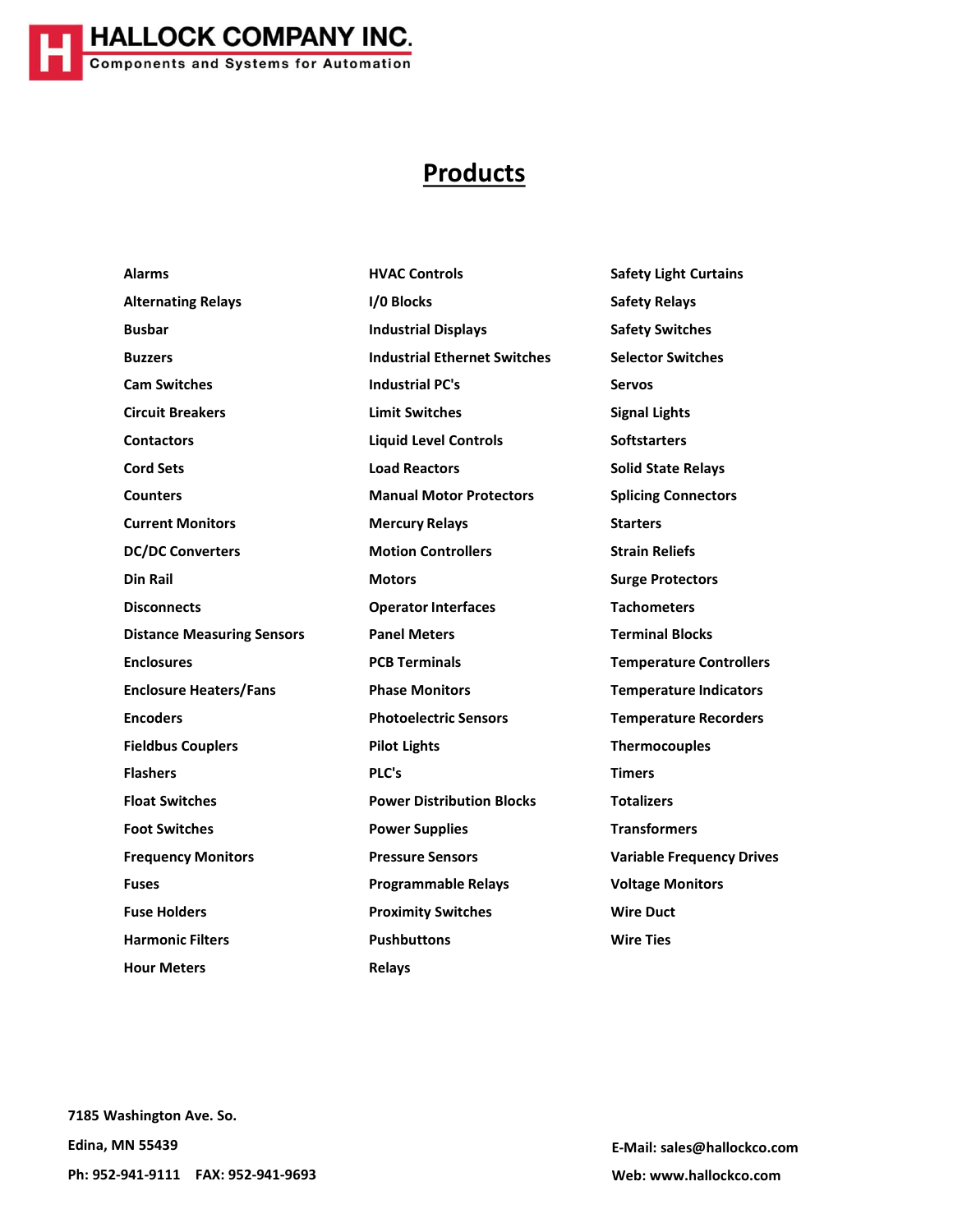# HALLOCK COMPANY INC.

Components and Systems for Automation

## Products

- Alarms
- Alternating Relays
- Busbar
- Buzzers
- Cam Switches
- Circuit Breakers
- Contactors
- Cord Sets
- Counters
- Current Monitors
- DC/DC Converters
- Din Rail
- Disconnects
- Distance Measuring Sensors
- Enclosures
- Enclosure Heaters/Fans
- Encoders
- Fieldbus Couplers
- Flashers
- Float Switches
- Foot Switches
- Frequency Monitors
- Fuses
- Fuse Holders
- Harmonic Filters
- Hour Meters
- HVAC Controls
- I/0 Blocks
- Industrial Displays
- Industrial Ethernet Switches
- Industrial PC's
- Limit Switches
- Liquid Level Controls
- Load Reactors
- Manual Motor Protectors
- Mercury Relays
- Motion Controllers
- Motors
- Operator Interfaces
- Panel Meters
- PCB Terminals
- Phase Monitors
- Photoelectric Sensors
- Pilot Lights
- PLC's
- Power Distribution Blocks
- Power Supplies
- Pressure Sensors
- Programmable Relays
- Proximity Switches
- Pushbuttons
- Relays
- Safety Light Curtains
- Safety Relays
- Safety Switches
- Selector Switches
- Servos
- Signal Lights
- Softstarters
- Solid State Relays
- Splicing Connectors
- Starters
- Strain Reliefs
- Surge Protectors
- Tachometers
- Terminal Blocks
- Temperature Controllers
- Temperature Indicators
- Temperature Recorders
- Thermocouples
- Timers
- Totalizers
- Transformers
- Variable Frequency Drives
- Voltage Monitors
- Wire Duct
- Wire Ties

**7185 Washington Ave. So.**

**Edina, MN 55439**

**Ph: 952-941-9111 FAX: 952-941-9693**

**E-Mail: sales@hallockco.com**

**Web: www.hallockco.com**